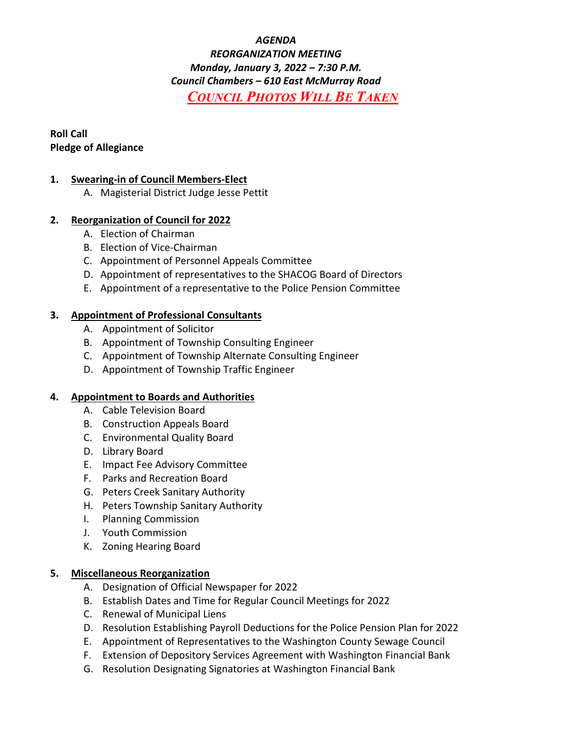***AGENDA***
***REORGANIZATION MEETING***
***Monday, January 3, 2022 – 7:30 P.M.***
***Council Chambers – 610 East McMurray Road***

***COUNCIL PHOTOS WILL BE TAKEN***

**Roll Call**
**Pledge of Allegiance**

1. **Swearing-in of Council Members-Elect**
   A. Magisterial District Judge Jesse Pettit

2. **Reorganization of Council for 2022**
   A. Election of Chairman
   B. Election of Vice-Chairman
   C. Appointment of Personnel Appeals Committee
   D. Appointment of representatives to the SHACOG Board of Directors
   E. Appointment of a representative to the Police Pension Committee

3. **Appointment of Professional Consultants**
   A. Appointment of Solicitor
   B. Appointment of Township Consulting Engineer
   C. Appointment of Township Alternate Consulting Engineer
   D. Appointment of Township Traffic Engineer

4. **Appointment to Boards and Authorities**
   A. Cable Television Board
   B. Construction Appeals Board
   C. Environmental Quality Board
   D. Library Board
   E. Impact Fee Advisory Committee
   F. Parks and Recreation Board
   G. Peters Creek Sanitary Authority
   H. Peters Township Sanitary Authority
   I. Planning Commission
   J. Youth Commission
   K. Zoning Hearing Board

5. **Miscellaneous Reorganization**
   A. Designation of Official Newspaper for 2022
   B. Establish Dates and Time for Regular Council Meetings for 2022
   C. Renewal of Municipal Liens
   D. Resolution Establishing Payroll Deductions for the Police Pension Plan for 2022
   E. Appointment of Representatives to the Washington County Sewage Council
   F. Extension of Depository Services Agreement with Washington Financial Bank
   G. Resolution Designating Signatories at Washington Financial Bank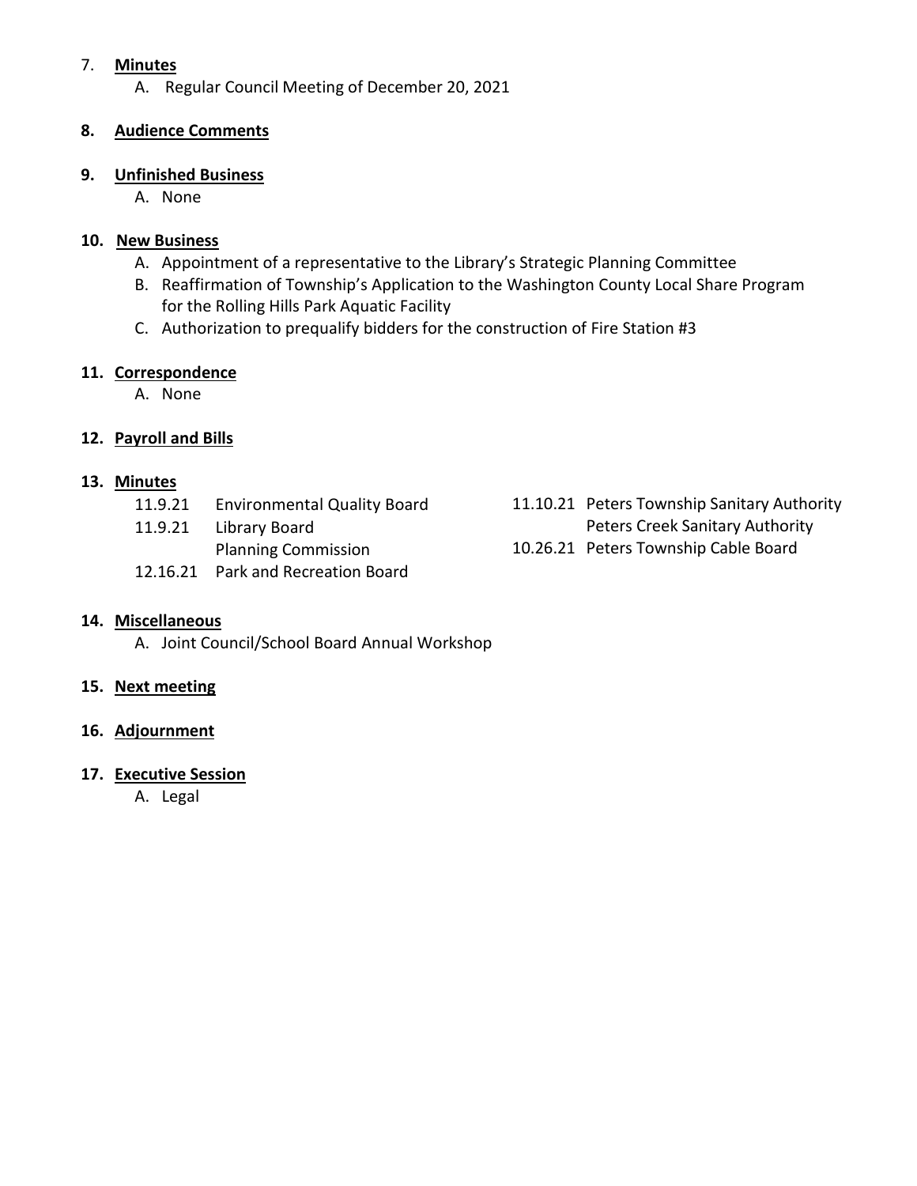7. **Minutes**
   A. Regular Council Meeting of December 20, 2021

8. **Audience Comments**

9. **Unfinished Business**
   A. None

10. **New Business**
    A. Appointment of a representative to the Library's Strategic Planning Committee
    B. Reaffirmation of Township's Application to the Washington County Local Share Program for the Rolling Hills Park Aquatic Facility
    C. Authorization to prequalify bidders for the construction of Fire Station #3

11. **Correspondence**
    A. None

12. **Payroll and Bills**

13. **Minutes**

| | |
|---|---|
| 11.9.21 | Environmental Quality Board |
| 11.9.21 | Library Board |
| | Planning Commission |
| 12.16.21 | Park and Recreation Board |
| 11.10.21 | Peters Township Sanitary Authority |
| | Peters Creek Sanitary Authority |
| 10.26.21 | Peters Township Cable Board |

14. **Miscellaneous**
    A. Joint Council/School Board Annual Workshop

15. **Next meeting**

16. **Adjournment**

17. **Executive Session**
    A. Legal